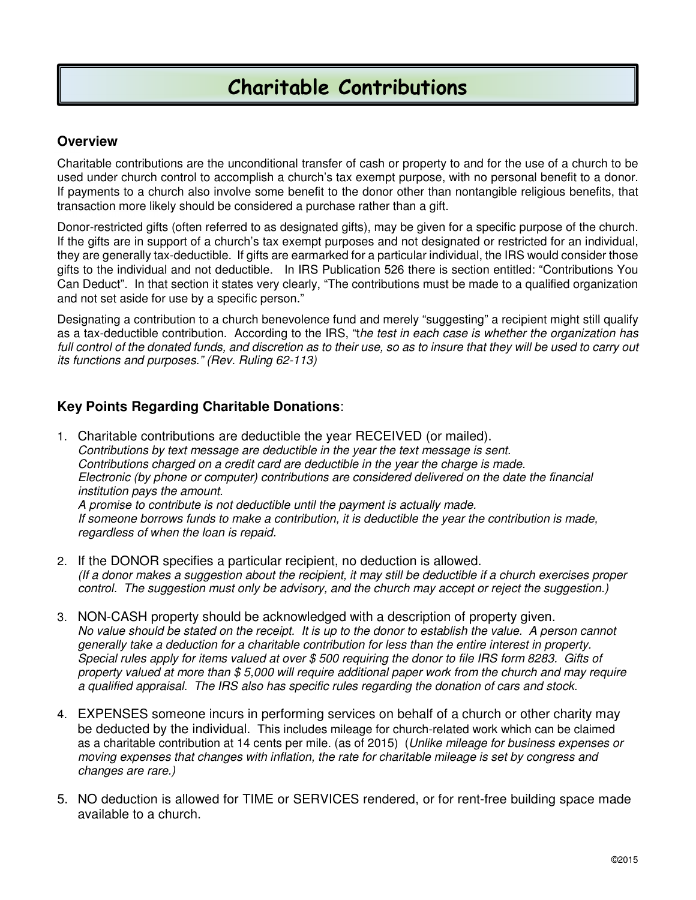# Charitable Contributions

## Overview

Charitable contributions are the unconditional transfer of cash or property to and for the use of a church to be used under church control to accomplish a church's tax exempt purpose, with no personal benefit to a donor. If payments to a church also involve some benefit to the donor other than nontangible religious benefits, that transaction more likely should be considered a purchase rather than a gift.

Donor-restricted gifts (often referred to as designated gifts), may be given for a specific purpose of the church. If the gifts are in support of a church's tax exempt purposes and not designated or restricted for an individual, they are generally tax-deductible. If gifts are earmarked for a particular individual, the IRS would consider those gifts to the individual and not deductible. In IRS Publication 526 there is section entitled: "Contributions You Can Deduct". In that section it states very clearly, "The contributions must be made to a qualified organization and not set aside for use by a specific person."

Designating a contribution to a church benevolence fund and merely "suggesting" a recipient might still qualify as a tax-deductible contribution. According to the IRS, "t*he test in each case is whether the organization has full control of the donated funds, and discretion as to their use, so as to insure that they will be used to carry out its functions and purposes." (Rev. Ruling 62-113)*

## Key Points Regarding Charitable Donations:

1. Charitable contributions are deductible the year RECEIVED (or mailed).
   *Contributions by text message are deductible in the year the text message is sent.*
   *Contributions charged on a credit card are deductible in the year the charge is made.*
   *Electronic (by phone or computer) contributions are considered delivered on the date the financial institution pays the amount.*
   *A promise to contribute is not deductible until the payment is actually made.*
   *If someone borrows funds to make a contribution, it is deductible the year the contribution is made, regardless of when the loan is repaid.*

2. If the DONOR specifies a particular recipient, no deduction is allowed.
   *(If a donor makes a suggestion about the recipient, it may still be deductible if a church exercises proper control. The suggestion must only be advisory, and the church may accept or reject the suggestion.)*

3. NON-CASH property should be acknowledged with a description of property given.
   *No value should be stated on the receipt. It is up to the donor to establish the value. A person cannot generally take a deduction for a charitable contribution for less than the entire interest in property. Special rules apply for items valued at over $ 500 requiring the donor to file IRS form 8283. Gifts of property valued at more than $ 5,000 will require additional paper work from the church and may require a qualified appraisal. The IRS also has specific rules regarding the donation of cars and stock.*

4. EXPENSES someone incurs in performing services on behalf of a church or other charity may be deducted by the individual. This includes mileage for church-related work which can be claimed as a charitable contribution at 14 cents per mile. (as of 2015) (*Unlike mileage for business expenses or moving expenses that changes with inflation, the rate for charitable mileage is set by congress and changes are rare.)*

5. NO deduction is allowed for TIME or SERVICES rendered, or for rent-free building space made available to a church.

©2015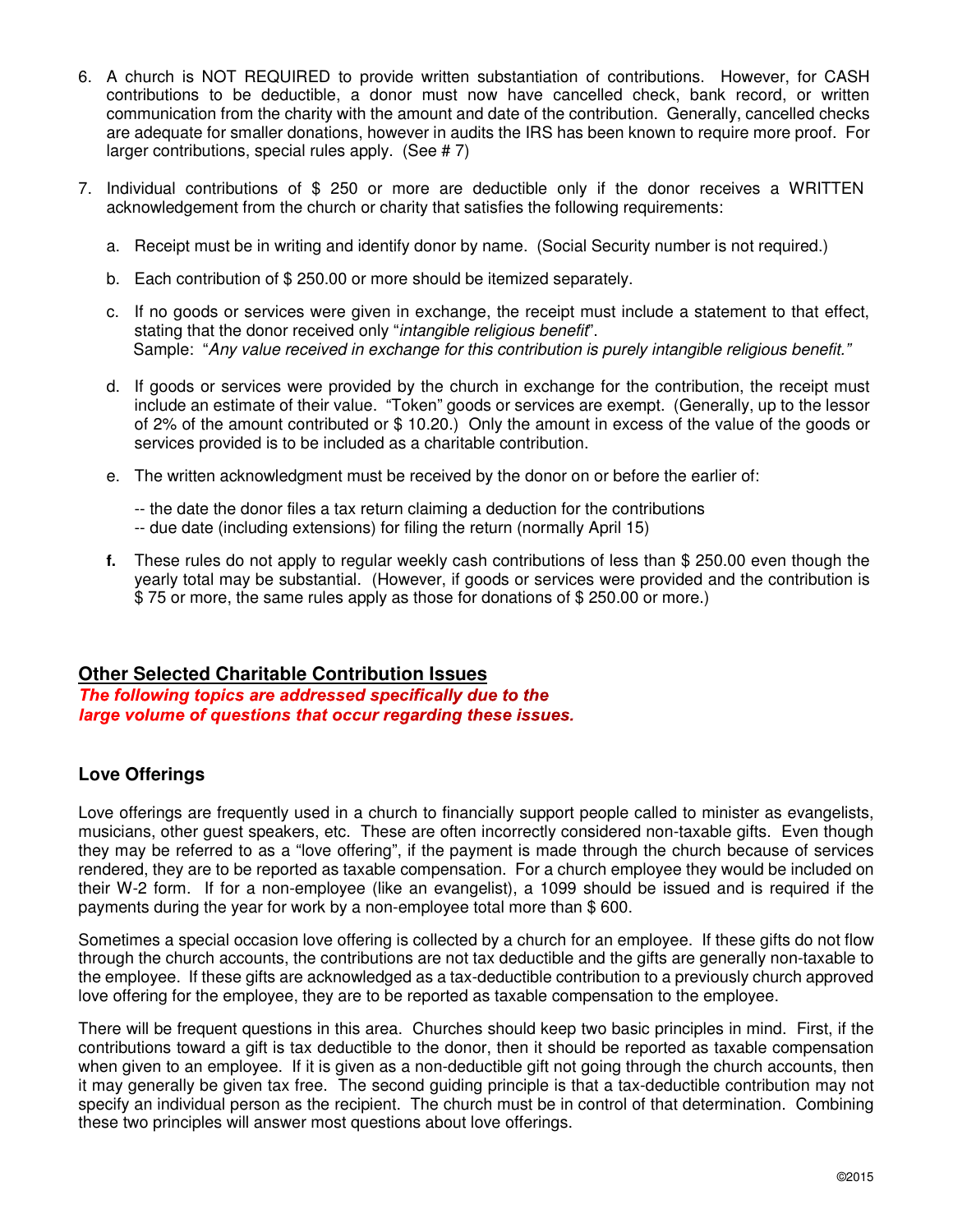6. A church is NOT REQUIRED to provide written substantiation of contributions. However, for CASH contributions to be deductible, a donor must now have cancelled check, bank record, or written communication from the charity with the amount and date of the contribution. Generally, cancelled checks are adequate for smaller donations, however in audits the IRS has been known to require more proof. For larger contributions, special rules apply. (See # 7)

7. Individual contributions of $ 250 or more are deductible only if the donor receives a WRITTEN acknowledgement from the church or charity that satisfies the following requirements:

   a. Receipt must be in writing and identify donor by name. (Social Security number is not required.)

   b. Each contribution of $ 250.00 or more should be itemized separately.

   c. If no goods or services were given in exchange, the receipt must include a statement to that effect, stating that the donor received only "*intangible religious benefit*".
   Sample: "*Any value received in exchange for this contribution is purely intangible religious benefit.*"

   d. If goods or services were provided by the church in exchange for the contribution, the receipt must include an estimate of their value. "Token" goods or services are exempt. (Generally, up to the lessor of 2% of the amount contributed or $ 10.20.) Only the amount in excess of the value of the goods or services provided is to be included as a charitable contribution.

   e. The written acknowledgment must be received by the donor on or before the earlier of:

      -- the date the donor files a tax return claiming a deduction for the contributions
      -- due date (including extensions) for filing the return (normally April 15)

   **f.** These rules do not apply to regular weekly cash contributions of less than $ 250.00 even though the yearly total may be substantial. (However, if goods or services were provided and the contribution is $ 75 or more, the same rules apply as those for donations of $ 250.00 or more.)

## Other Selected Charitable Contribution Issues

***The following topics are addressed specifically due to the large volume of questions that occur regarding these issues.***

### Love Offerings

Love offerings are frequently used in a church to financially support people called to minister as evangelists, musicians, other guest speakers, etc. These are often incorrectly considered non-taxable gifts. Even though they may be referred to as a "love offering", if the payment is made through the church because of services rendered, they are to be reported as taxable compensation. For a church employee they would be included on their W-2 form. If for a non-employee (like an evangelist), a 1099 should be issued and is required if the payments during the year for work by a non-employee total more than $ 600.

Sometimes a special occasion love offering is collected by a church for an employee. If these gifts do not flow through the church accounts, the contributions are not tax deductible and the gifts are generally non-taxable to the employee. If these gifts are acknowledged as a tax-deductible contribution to a previously church approved love offering for the employee, they are to be reported as taxable compensation to the employee.

There will be frequent questions in this area. Churches should keep two basic principles in mind. First, if the contributions toward a gift is tax deductible to the donor, then it should be reported as taxable compensation when given to an employee. If it is given as a non-deductible gift not going through the church accounts, then it may generally be given tax free. The second guiding principle is that a tax-deductible contribution may not specify an individual person as the recipient. The church must be in control of that determination. Combining these two principles will answer most questions about love offerings.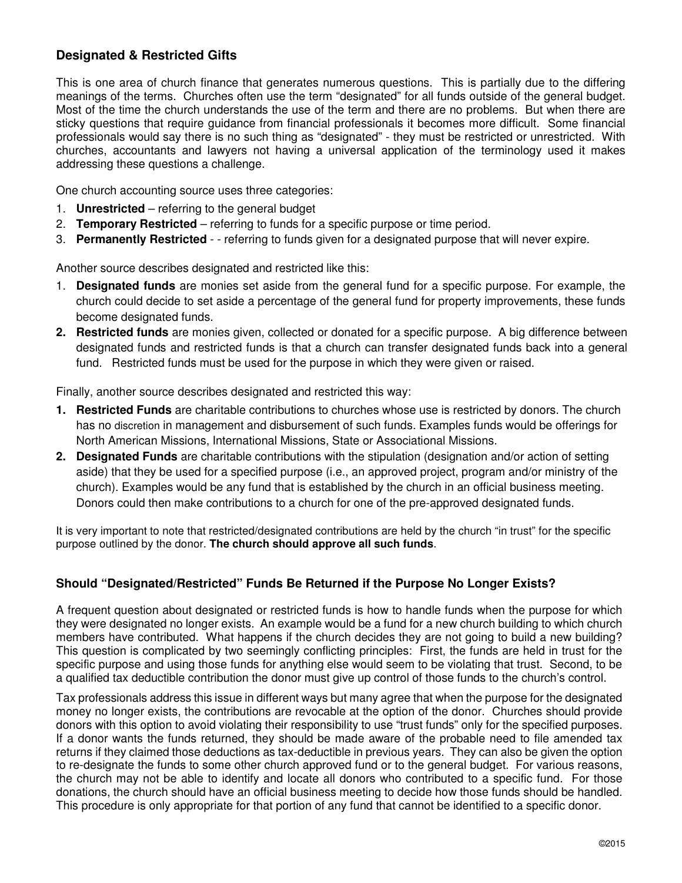### Designated & Restricted Gifts

This is one area of church finance that generates numerous questions. This is partially due to the differing meanings of the terms. Churches often use the term "designated" for all funds outside of the general budget. Most of the time the church understands the use of the term and there are no problems. But when there are sticky questions that require guidance from financial professionals it becomes more difficult. Some financial professionals would say there is no such thing as "designated" - they must be restricted or unrestricted. With churches, accountants and lawyers not having a universal application of the terminology used it makes addressing these questions a challenge.

One church accounting source uses three categories:

1. **Unrestricted** – referring to the general budget
2. **Temporary Restricted** – referring to funds for a specific purpose or time period.
3. **Permanently Restricted** - - referring to funds given for a designated purpose that will never expire.

Another source describes designated and restricted like this:

1. **Designated funds** are monies set aside from the general fund for a specific purpose. For example, the church could decide to set aside a percentage of the general fund for property improvements, these funds become designated funds.
2. **Restricted funds** are monies given, collected or donated for a specific purpose. A big difference between designated funds and restricted funds is that a church can transfer designated funds back into a general fund. Restricted funds must be used for the purpose in which they were given or raised.

Finally, another source describes designated and restricted this way:

1. **Restricted Funds** are charitable contributions to churches whose use is restricted by donors. The church has no discretion in management and disbursement of such funds. Examples funds would be offerings for North American Missions, International Missions, State or Associational Missions.
2. **Designated Funds** are charitable contributions with the stipulation (designation and/or action of setting aside) that they be used for a specified purpose (i.e., an approved project, program and/or ministry of the church). Examples would be any fund that is established by the church in an official business meeting. Donors could then make contributions to a church for one of the pre-approved designated funds.

It is very important to note that restricted/designated contributions are held by the church "in trust" for the specific purpose outlined by the donor. **The church should approve all such funds**.

### Should "Designated/Restricted" Funds Be Returned if the Purpose No Longer Exists?

A frequent question about designated or restricted funds is how to handle funds when the purpose for which they were designated no longer exists. An example would be a fund for a new church building to which church members have contributed. What happens if the church decides they are not going to build a new building? This question is complicated by two seemingly conflicting principles: First, the funds are held in trust for the specific purpose and using those funds for anything else would seem to be violating that trust. Second, to be a qualified tax deductible contribution the donor must give up control of those funds to the church's control.

Tax professionals address this issue in different ways but many agree that when the purpose for the designated money no longer exists, the contributions are revocable at the option of the donor. Churches should provide donors with this option to avoid violating their responsibility to use "trust funds" only for the specified purposes. If a donor wants the funds returned, they should be made aware of the probable need to file amended tax returns if they claimed those deductions as tax-deductible in previous years. They can also be given the option to re-designate the funds to some other church approved fund or to the general budget. For various reasons, the church may not be able to identify and locate all donors who contributed to a specific fund. For those donations, the church should have an official business meeting to decide how those funds should be handled. This procedure is only appropriate for that portion of any fund that cannot be identified to a specific donor.

©2015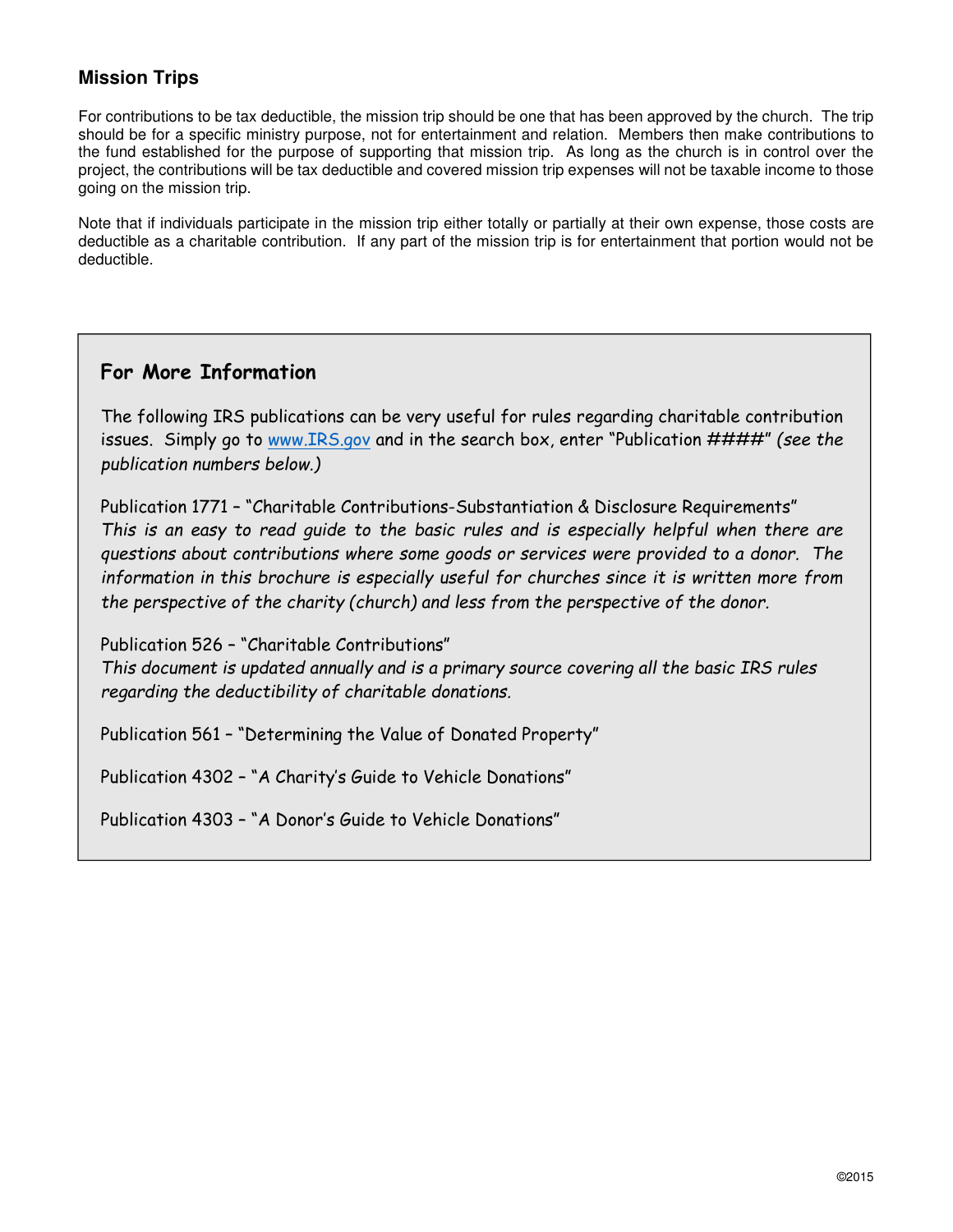## Mission Trips

For contributions to be tax deductible, the mission trip should be one that has been approved by the church. The trip should be for a specific ministry purpose, not for entertainment and relation. Members then make contributions to the fund established for the purpose of supporting that mission trip. As long as the church is in control over the project, the contributions will be tax deductible and covered mission trip expenses will not be taxable income to those going on the mission trip.

Note that if individuals participate in the mission trip either totally or partially at their own expense, those costs are deductible as a charitable contribution. If any part of the mission trip is for entertainment that portion would not be deductible.

### For More Information

The following IRS publications can be very useful for rules regarding charitable contribution issues. Simply go to www.IRS.gov and in the search box, enter "Publication ####" *(see the publication numbers below.)*

Publication 1771 – "Charitable Contributions-Substantiation & Disclosure Requirements"
*This is an easy to read guide to the basic rules and is especially helpful when there are questions about contributions where some goods or services were provided to a donor. The information in this brochure is especially useful for churches since it is written more from the perspective of the charity (church) and less from the perspective of the donor.*

Publication 526 – "Charitable Contributions"
*This document is updated annually and is a primary source covering all the basic IRS rules regarding the deductibility of charitable donations.*

Publication 561 – "Determining the Value of Donated Property"

Publication 4302 – "A Charity's Guide to Vehicle Donations"

Publication 4303 – "A Donor's Guide to Vehicle Donations"

©2015